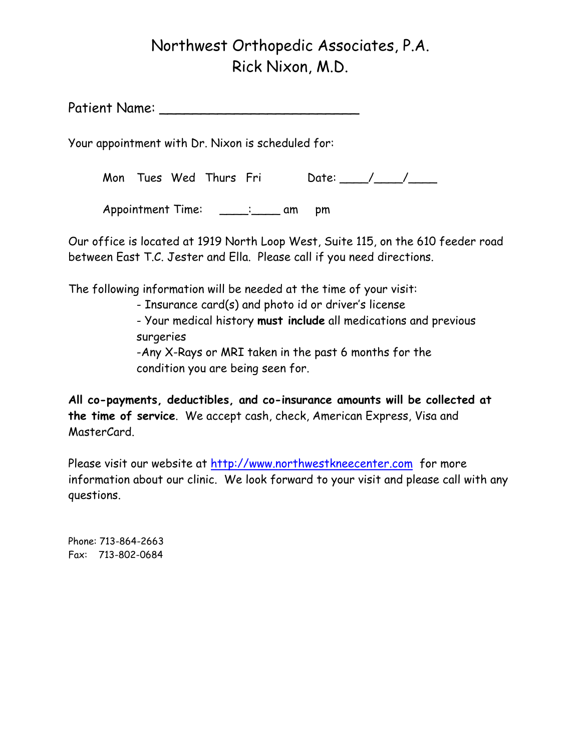# Northwest Orthopedic Associates, P.A.
## Rick Nixon, M.D.

Patient Name: ________________________

Your appointment with Dr. Nixon is scheduled for:

Mon   Tues   Wed   Thurs   Fri        Date: ____/____/____

Appointment Time:   ____:____ am   pm

Our office is located at 1919 North Loop West, Suite 115, on the 610 feeder road between East T.C. Jester and Ella. Please call if you need directions.

The following information will be needed at the time of your visit:

- Insurance card(s) and photo id or driver's license
- Your medical history **must include** all medications and previous surgeries
- Any X-Rays or MRI taken in the past 6 months for the condition you are being seen for.

**All co-payments, deductibles, and co-insurance amounts will be collected at the time of service**. We accept cash, check, American Express, Visa and MasterCard.

Please visit our website at http://www.northwestkneecenter.com for more information about our clinic. We look forward to your visit and please call with any questions.

Phone: 713-864-2663
Fax: 713-802-0684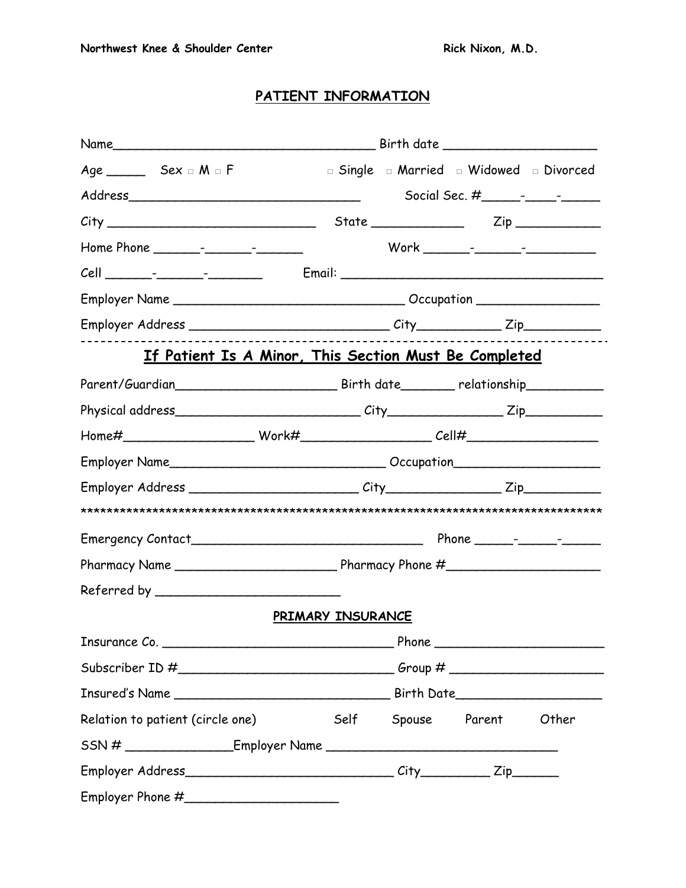Northwest Knee & Shoulder Center Rick Nixon, M.D.

## PATIENT INFORMATION

Name___________________________________ Birth date ____________________

Age _____ Sex □ M □ F □ Single □ Married □ Widowed □ Divorced

Address_______________________________ Social Sec. #_____-____-_____

City ____________________________ State ____________ Zip ___________

Home Phone ______-______-______ Work ______-______-_________

Cell ______-______-_______ Email: ___________________________________

Employer Name _______________________________ Occupation ________________

Employer Address __________________________ City___________ Zip__________

---

### If Patient Is A Minor, This Section Must Be Completed

Parent/Guardian______________________ Birth date_______ relationship__________

Physical address_________________________ City_______________ Zip__________

Home#_________________ Work#_________________ Cell#_________________

Employer Name_____________________________ Occupation___________________

Employer Address ______________________ City_______________ Zip__________

*******************************************************************************

Emergency Contact_______________________________ Phone _____-_____-_____

Pharmacy Name ______________________ Pharmacy Phone #____________________

Referred by ________________________

### PRIMARY INSURANCE

Insurance Co. _______________________________ Phone ______________________

Subscriber ID #____________________________ Group # ____________________

Insured's Name _____________________________ Birth Date___________________

Relation to patient (circle one) Self Spouse Parent Other

SSN # ______________Employer Name ______________________________

Employer Address____________________________ City_________ Zip______

Employer Phone #____________________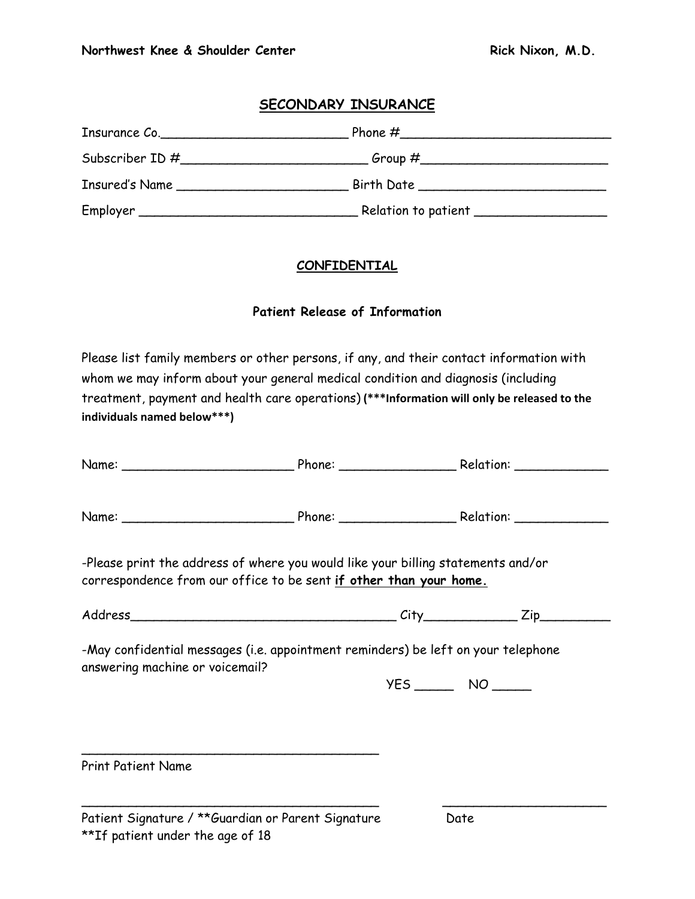Northwest Knee & Shoulder Center    Rick Nixon, M.D.

## SECONDARY INSURANCE

Insurance Co.__________________________ Phone #____________________________

Subscriber ID #_________________________ Group #_________________________

Insured's Name _______________________ Birth Date _________________________

Employer ______________________________ Relation to patient _________________

## CONFIDENTIAL

### Patient Release of Information

Please list family members or other persons, if any, and their contact information with whom we may inform about your general medical condition and diagnosis (including treatment, payment and health care operations) **(***Information will only be released to the individuals named below***)**

Name: _______________________ Phone: ________________ Relation: _____________

Name: _______________________ Phone: ________________ Relation: _____________

-Please print the address of where you would like your billing statements and/or correspondence from our office to be sent **if other than your home.**

Address____________________________________ City_____________ Zip__________

-May confidential messages (i.e. appointment reminders) be left on your telephone answering machine or voicemail?

YES _____ NO _____

________________________________________
Print Patient Name

________________________________________    ______________________
Patient Signature / **Guardian or Parent Signature    Date
**If patient under the age of 18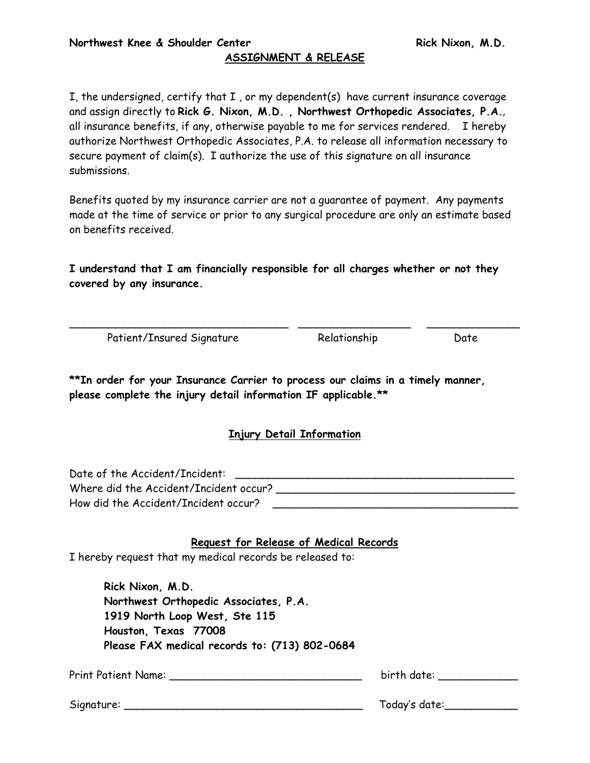**Northwest Knee & Shoulder Center** **Rick Nixon, M.D.**

## ASSIGNMENT & RELEASE

I, the undersigned, certify that I , or my dependent(s) have current insurance coverage and assign directly to **Rick G. Nixon, M.D. , Northwest Orthopedic Associates, P.A.**, all insurance benefits, if any, otherwise payable to me for services rendered. I hereby authorize Northwest Orthopedic Associates, P.A. to release all information necessary to secure payment of claim(s). I authorize the use of this signature on all insurance submissions.

Benefits quoted by my insurance carrier are not a guarantee of payment. Any payments made at the time of service or prior to any surgical procedure are only an estimate based on benefits received.

**I understand that I am financially responsible for all charges whether or not they covered by any insurance.**

\_\_\_\_\_\_\_\_\_\_\_\_\_\_\_\_\_\_\_\_\_\_\_\_\_\_\_\_\_\_ \_\_\_\_\_\_\_\_\_\_\_\_\_\_\_\_ \_\_\_\_\_\_\_\_\_\_\_\_\_\_

Patient/Insured Signature Relationship Date

**\*\*In order for your Insurance Carrier to process our claims in a timely manner, please complete the injury detail information IF applicable.\*\***

### Injury Detail Information

Date of the Accident/Incident: \_\_\_\_\_\_\_\_\_\_\_\_\_\_\_\_\_\_\_\_\_\_\_\_\_\_\_\_\_\_\_\_\_\_\_\_\_\_\_\_

Where did the Accident/Incident occur? \_\_\_\_\_\_\_\_\_\_\_\_\_\_\_\_\_\_\_\_\_\_\_\_\_\_\_\_\_\_\_\_\_\_

How did the Accident/Incident occur? \_\_\_\_\_\_\_\_\_\_\_\_\_\_\_\_\_\_\_\_\_\_\_\_\_\_\_\_\_\_\_\_\_\_\_

### Request for Release of Medical Records

I hereby request that my medical records be released to:

> **Rick Nixon, M.D.**
> **Northwest Orthopedic Associates, P.A.**
> **1919 North Loop West, Ste 115**
> **Houston, Texas 77008**
> **Please FAX medical records to: (713) 802-0684**

Print Patient Name: \_\_\_\_\_\_\_\_\_\_\_\_\_\_\_\_\_\_\_\_\_\_\_\_\_\_\_\_ birth date: \_\_\_\_\_\_\_\_\_\_\_\_

Signature: \_\_\_\_\_\_\_\_\_\_\_\_\_\_\_\_\_\_\_\_\_\_\_\_\_\_\_\_\_\_\_\_\_\_\_\_ Today's date:\_\_\_\_\_\_\_\_\_\_\_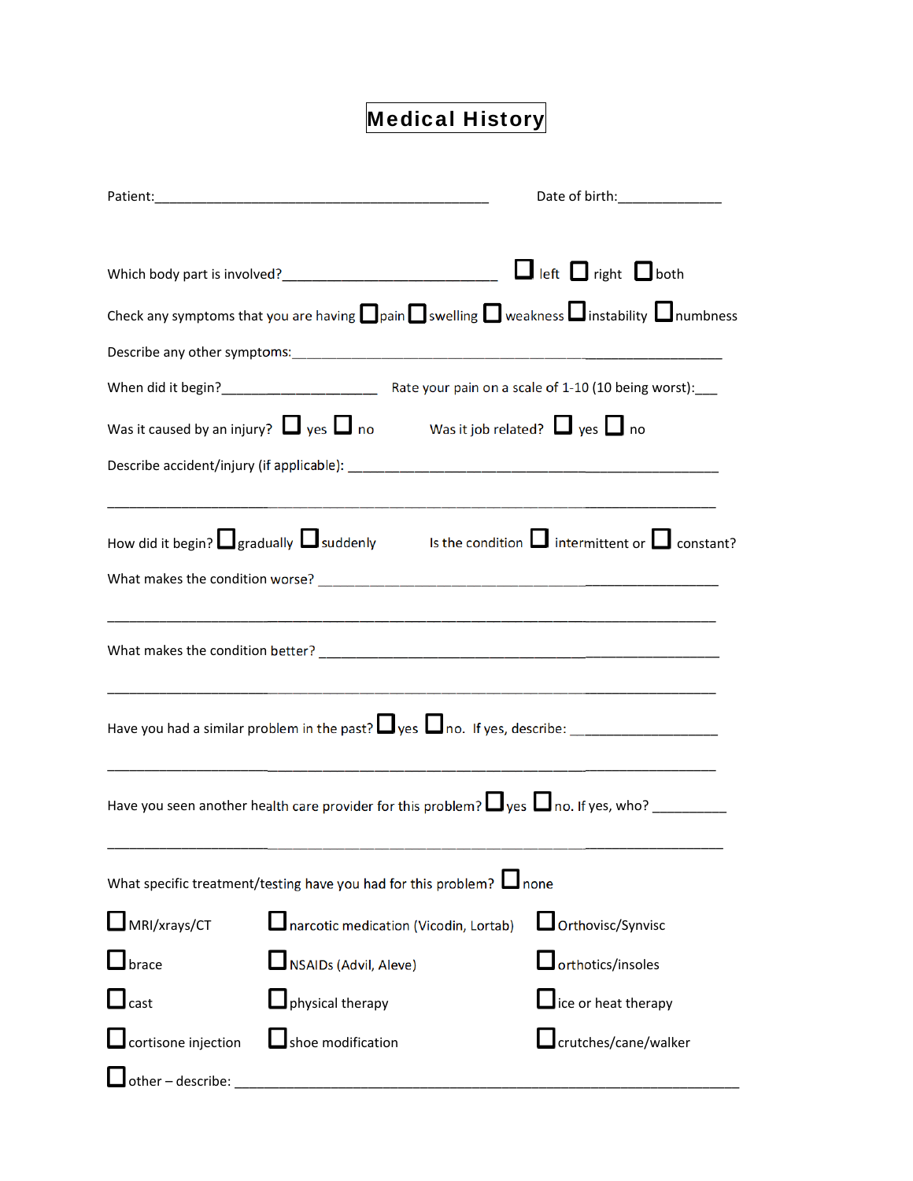# Medical History

Patient:_______________________________________________ Date of birth:______________

Which body part is involved?_____________________________ ☐ left ☐ right ☐ both

Check any symptoms that you are having ☐ pain ☐ swelling ☐ weakness ☐ instability ☐ numbness

Describe any other symptoms:______________________________________________________

When did it begin?____________________ Rate your pain on a scale of 1-10 (10 being worst):___

Was it caused by an injury? ☐ yes ☐ no Was it job related? ☐ yes ☐ no

Describe accident/injury (if applicable): __________________________________________________

_____________________________________________________________________________

How did it begin? ☐ gradually ☐ suddenly Is the condition ☐ intermittent or ☐ constant?

What makes the condition worse? _________________________________________________

_____________________________________________________________________________

What makes the condition better? _________________________________________________

_____________________________________________________________________________

Have you had a similar problem in the past? ☐ yes ☐ no. If yes, describe: __________________

_____________________________________________________________________________

Have you seen another health care provider for this problem? ☐ yes ☐ no. If yes, who? __________

_____________________________________________________________________________

What specific treatment/testing have you had for this problem? ☐ none

☐ MRI/xrays/CT ☐ narcotic medication (Vicodin, Lortab) ☐ Orthovisc/Synvisc

☐ brace ☐ NSAIDs (Advil, Aleve) ☐ orthotics/insoles

☐ cast ☐ physical therapy ☐ ice or heat therapy

☐ cortisone injection ☐ shoe modification ☐ crutches/cane/walker

☐ other – describe: ____________________________________________________________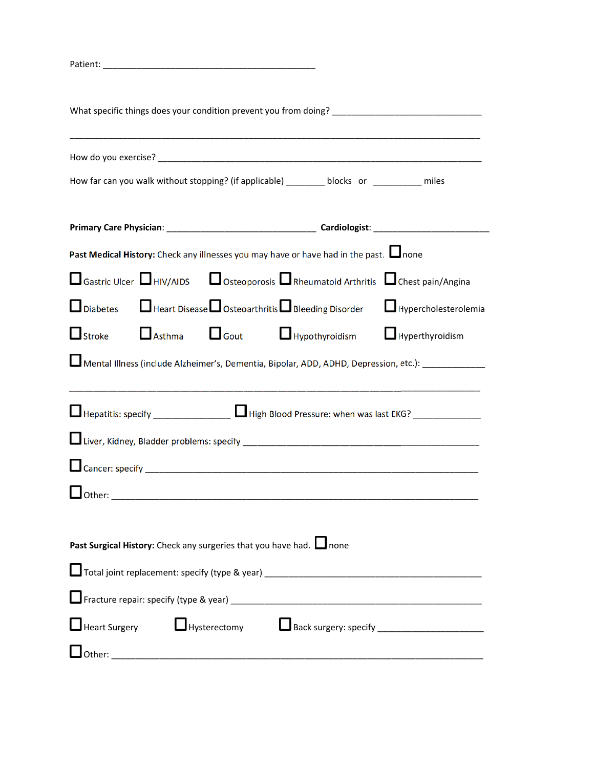Patient: ____________________________________________

What specific things does your condition prevent you from doing? _______________________________

_________________________________________________________________________________

How do you exercise? ____________________________________________________________________

How far can you walk without stopping? (if applicable) ________ blocks or __________ miles

**Primary Care Physician**: _______________________________ **Cardiologist**: ________________________

**Past Medical History:** Check any illnesses you may have or have had in the past. ☐ none

☐ Gastric Ulcer ☐ HIV/AIDS ☐ Osteoporosis ☐ Rheumatoid Arthritis ☐ Chest pain/Angina

☐ Diabetes ☐ Heart Disease ☐ Osteoarthritis ☐ Bleeding Disorder ☐ Hypercholesterolemia

☐ Stroke ☐ Asthma ☐ Gout ☐ Hypothyroidism ☐ Hyperthyroidism

☐ Mental Illness (include Alzheimer's, Dementia, Bipolar, ADD, ADHD, Depression, etc.): _____________

_________________________________________________________________________________

☐ Hepatitis: specify ________________ ☐ High Blood Pressure: when was last EKG? ______________

☐ Liver, Kidney, Bladder problems: specify ________________________________________________

☐ Cancer: specify ______________________________________________________________________

☐ Other: _____________________________________________________________________________

**Past Surgical History:** Check any surgeries that you have had. ☐ none

☐ Total joint replacement: specify (type & year) ____________________________________________

☐ Fracture repair: specify (type & year) __________________________________________________

☐ Heart Surgery ☐ Hysterectomy ☐ Back surgery: specify ______________________

☐ Other: _____________________________________________________________________________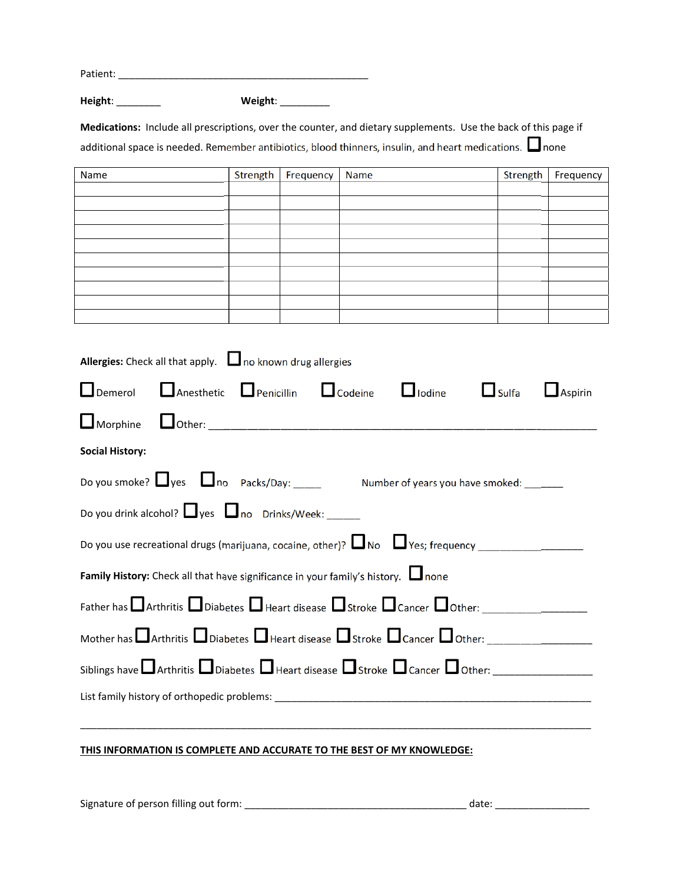Patient: ______________________________________________

**Height**: ________ **Weight**: _________

**Medications:** Include all prescriptions, over the counter, and dietary supplements. Use the back of this page if additional space is needed. Remember antibiotics, blood thinners, insulin, and heart medications. ☐ none

| Name | Strength | Frequency | Name | Strength | Frequency |
|---|---|---|---|---|---|
| | | | | | |
| | | | | | |
| | | | | | |
| | | | | | |
| | | | | | |
| | | | | | |
| | | | | | |
| | | | | | |
| | | | | | |
| | | | | | |

**Allergies:** Check all that apply. ☐ no known drug allergies

☐ Demerol ☐ Anesthetic ☐ Penicillin ☐ Codeine ☐ Iodine ☐ Sulfa ☐ Aspirin

☐ Morphine ☐ Other: ______________________________________________________________________

**Social History:**

Do you smoke? ☐ yes ☐ no Packs/Day: _____ Number of years you have smoked: _________

Do you drink alcohol? ☐ yes ☐ no Drinks/Week: ______

Do you use recreational drugs (marijuana, cocaine, other)? ☐ No ☐ Yes; frequency ____________________

**Family History:** Check all that have significance in your family's history. ☐ none

Father has ☐ Arthritis ☐ Diabetes ☐ Heart disease ☐ Stroke ☐ Cancer ☐ Other: ____________________

Mother has ☐ Arthritis ☐ Diabetes ☐ Heart disease ☐ Stroke ☐ Cancer ☐ Other: ____________________

Siblings have ☐ Arthritis ☐ Diabetes ☐ Heart disease ☐ Stroke ☐ Cancer ☐ Other: __________________

List family history of orthopedic problems: ____________________________________________________________

______________________________________________________________________________________________

**THIS INFORMATION IS COMPLETE AND ACCURATE TO THE BEST OF MY KNOWLEDGE:**

Signature of person filling out form: ________________________________________ date: _________________